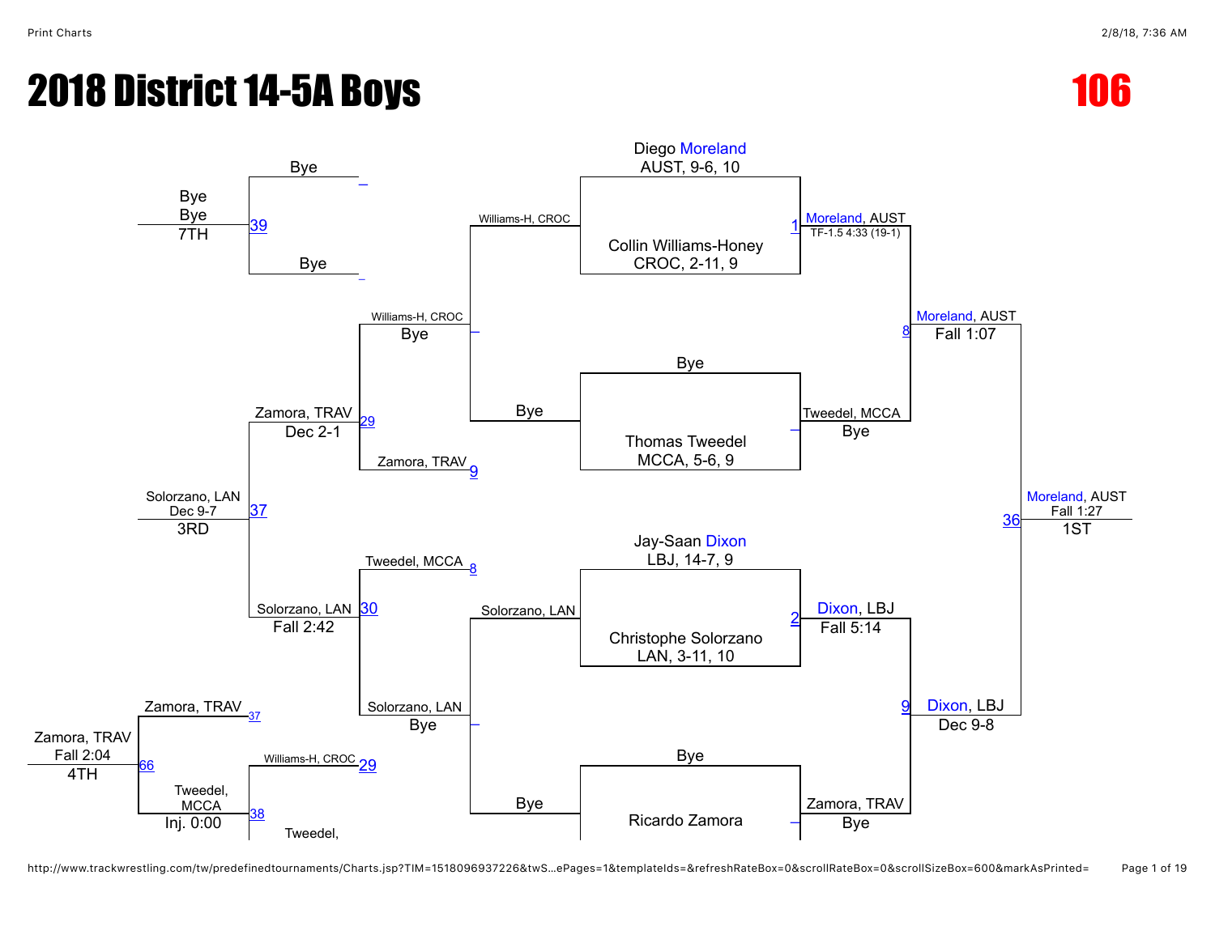# 2018 District 14-5A Boys

## 106

### Championship Bracket

**First round**

- Diego Moreland, AUST, 9-6, 10 vs. Collin Williams-Honey, CROC, 2-11, 9 — Match 1: Moreland, AUST, TF-1.5 4:33 (19-1)
- Bye vs. Thomas Tweedel, MCCA, 5-6, 9 — Tweedel, MCCA, Bye
- Jay-Saan Dixon, LBJ, 14-7, 9 vs. Christophe Solorzano, LAN, 3-11, 10 — Match 2: Dixon, LBJ, Fall 5:14
- Bye vs. Ricardo Zamora — Zamora, TRAV, Bye

**Semifinals**

- Match 8: Moreland, AUST, Fall 1:07
- Match 9: Dixon, LBJ, Dec 9-8

**Final**

- Match 36: Moreland, AUST, Fall 1:27 — 1ST

### Consolation Bracket

- Williams-H, CROC vs. Bye — Williams-H, CROC, Bye
- Solorzano, LAN vs. Bye — Solorzano, LAN, Bye
- Match 29: Williams-H, CROC vs. Zamora, TRAV (9) — Zamora, TRAV, Dec 2-1
- Match 30: Tweedel, MCCA (8) vs. Solorzano, LAN — Solorzano, LAN, Fall 2:42
- Match 37: Zamora, TRAV vs. Solorzano, LAN — Solorzano, LAN, Dec 9-7 — 3RD
- Match 39: Bye vs. Bye — Bye, Bye — 7TH
- Match 38: Williams-H, CROC (29) vs. Tweedel, — Tweedel, MCCA, Inj. 0:00
- Match 66: Zamora, TRAV (37) vs. Tweedel, MCCA — Zamora, TRAV, Fall 2:04 — 4TH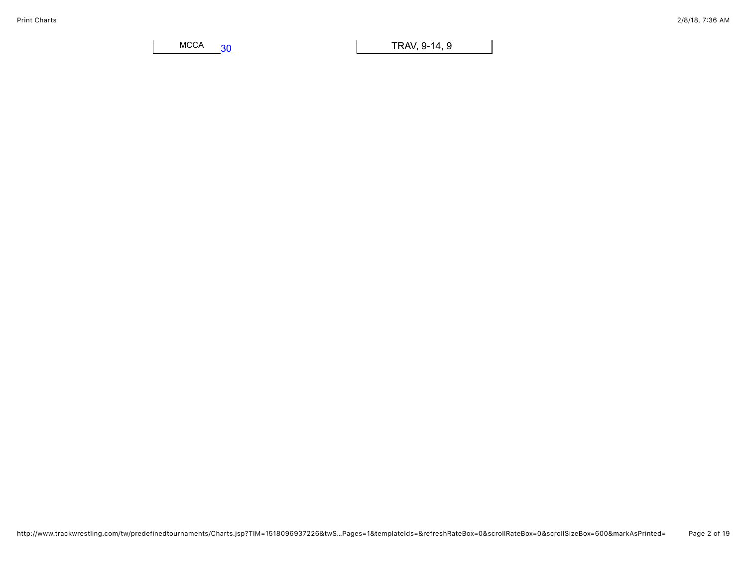MCCA 30

TRAV, 9-14, 9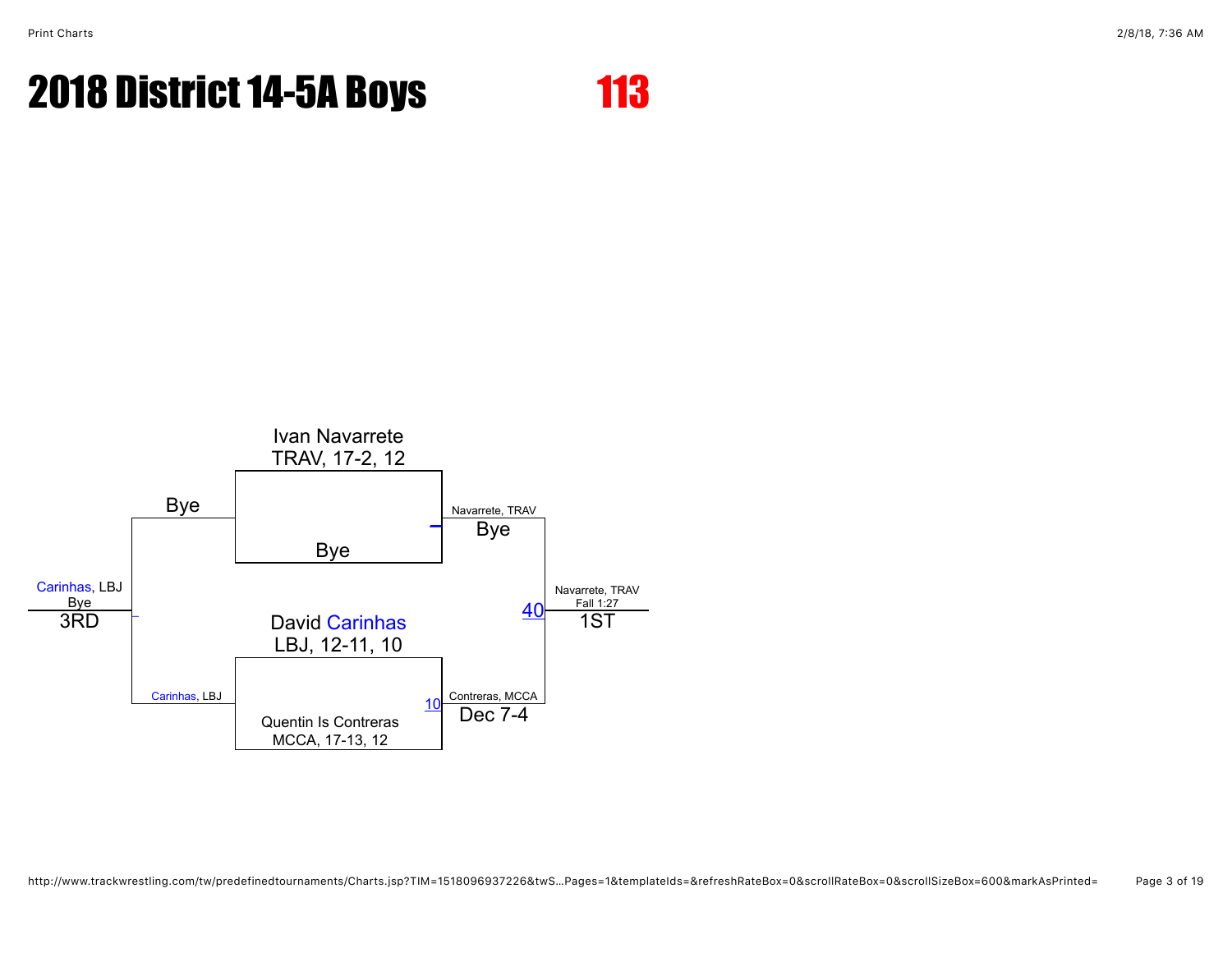# 2018 District 14-5A Boys

## 113

Ivan Navarrete
TRAV, 17-2, 12

Bye

Navarrete, TRAV
Bye

David Carinhas
LBJ, 12-11, 10

Quentin Is Contreras
MCCA, 17-13, 12

10

Contreras, MCCA
Dec 7-4

40

Navarrete, TRAV
Fall 1:27
1ST

Bye

Carinhas, LBJ

Carinhas, LBJ
Bye
3RD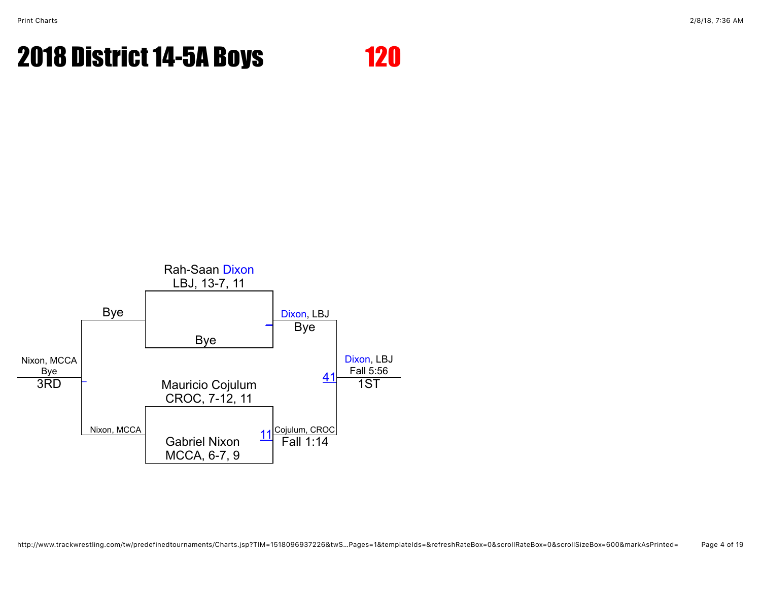# 2018 District 14-5A Boys

## 120

**Championship bracket**

- Rah-Saan Dixon, LBJ, 13-7, 11 vs. Bye → Dixon, LBJ (Bye)
- Mauricio Cojulum, CROC, 7-12, 11 vs. Gabriel Nixon, MCCA, 6-7, 9 → Match 11: Cojulum, CROC (Fall 1:14)
- Match 41: Dixon, LBJ vs. Cojulum, CROC → Dixon, LBJ (Fall 5:56) — **1ST**

**3rd place bracket**

- Bye vs. Nixon, MCCA → Nixon, MCCA (Bye) — **3RD**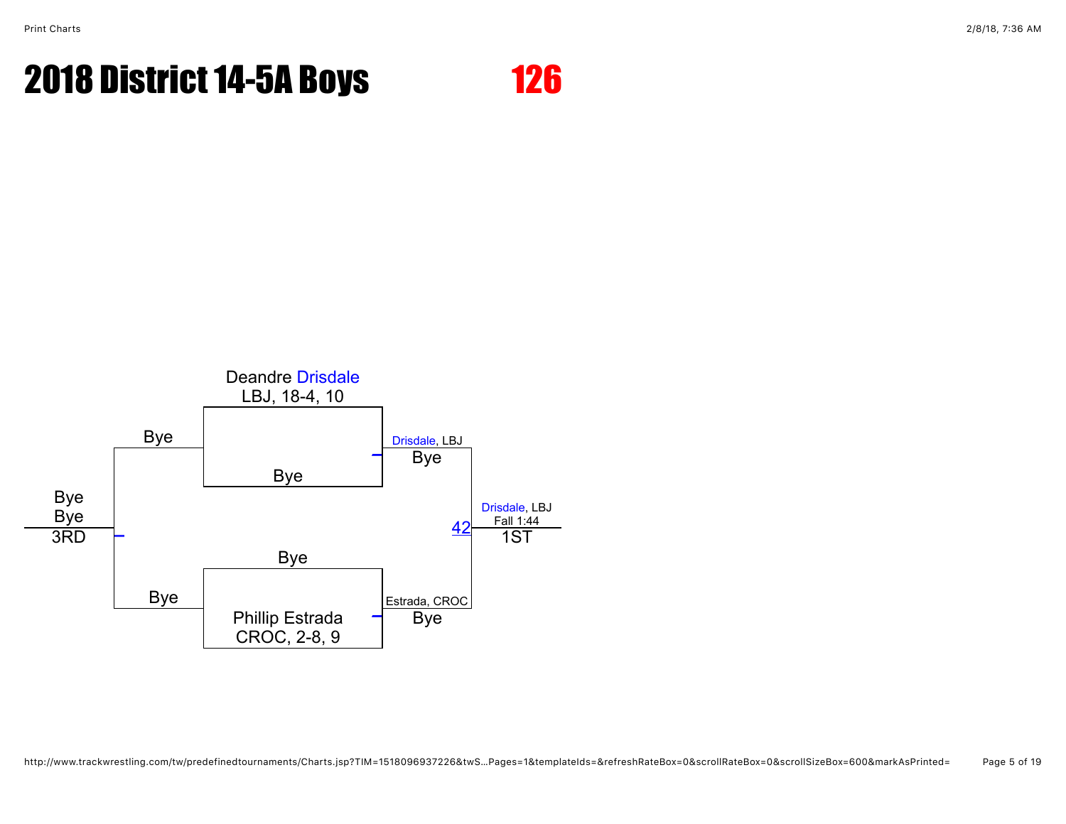# 2018 District 14-5A Boys

## 126

Deandre Drisdale
LBJ, 18-4, 10

Bye

Drisdale, LBJ
Bye

Bye
Bye
3RD

42

Drisdale, LBJ
Fall 1:44
1ST

Bye

Bye

Phillip Estrada
CROC, 2-8, 9

Estrada, CROC
Bye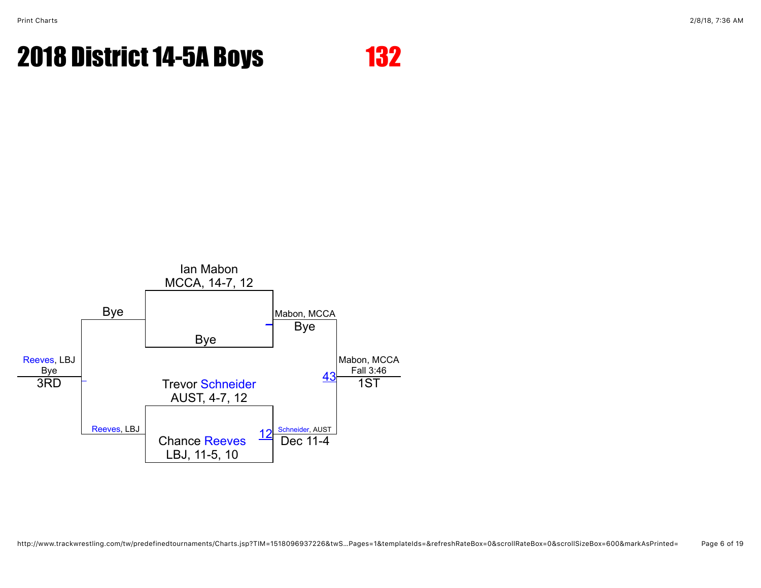# 2018 District 14-5A Boys

## 132

Ian Mabon
MCCA, 14-7, 12

Bye

Mabon, MCCA
Bye

Trevor Schneider
AUST, 4-7, 12

Chance Reeves
LBJ, 11-5, 10

12

Schneider, AUST
Dec 11-4

43

Mabon, MCCA
Fall 3:46
1ST

Bye

Reeves, LBJ

Reeves, LBJ
Bye
3RD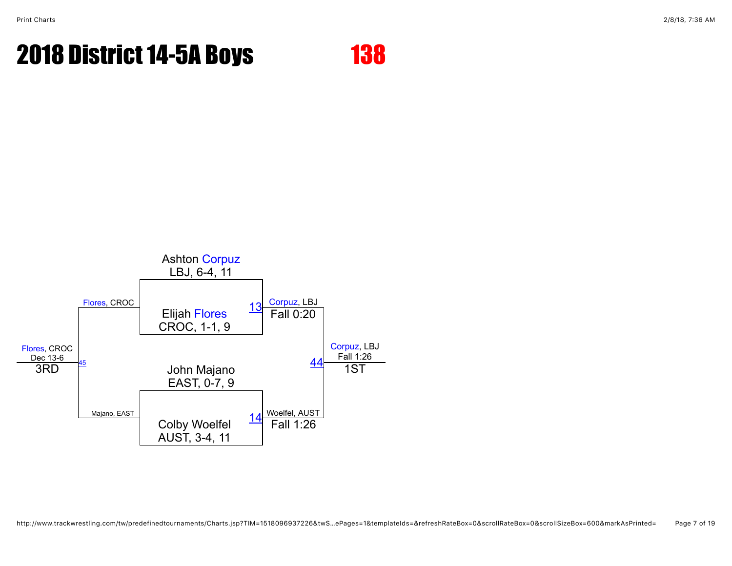# 2018 District 14-5A Boys

## 138

**Semifinals**

- Ashton Corpuz, LBJ, 6-4, 11 vs. Elijah Flores, CROC, 1-1, 9 — Match 13: Corpuz, LBJ — Fall 0:20
- John Majano, EAST, 0-7, 9 vs. Colby Woelfel, AUST, 3-4, 11 — Match 14: Woelfel, AUST — Fall 1:26

**Final (Match 44)**

Corpuz, LBJ vs. Woelfel, AUST — Corpuz, LBJ — Fall 1:26 — 1ST

**3rd Place (Match 45)**

Flores, CROC vs. Majano, EAST — Flores, CROC — Dec 13-6 — 3RD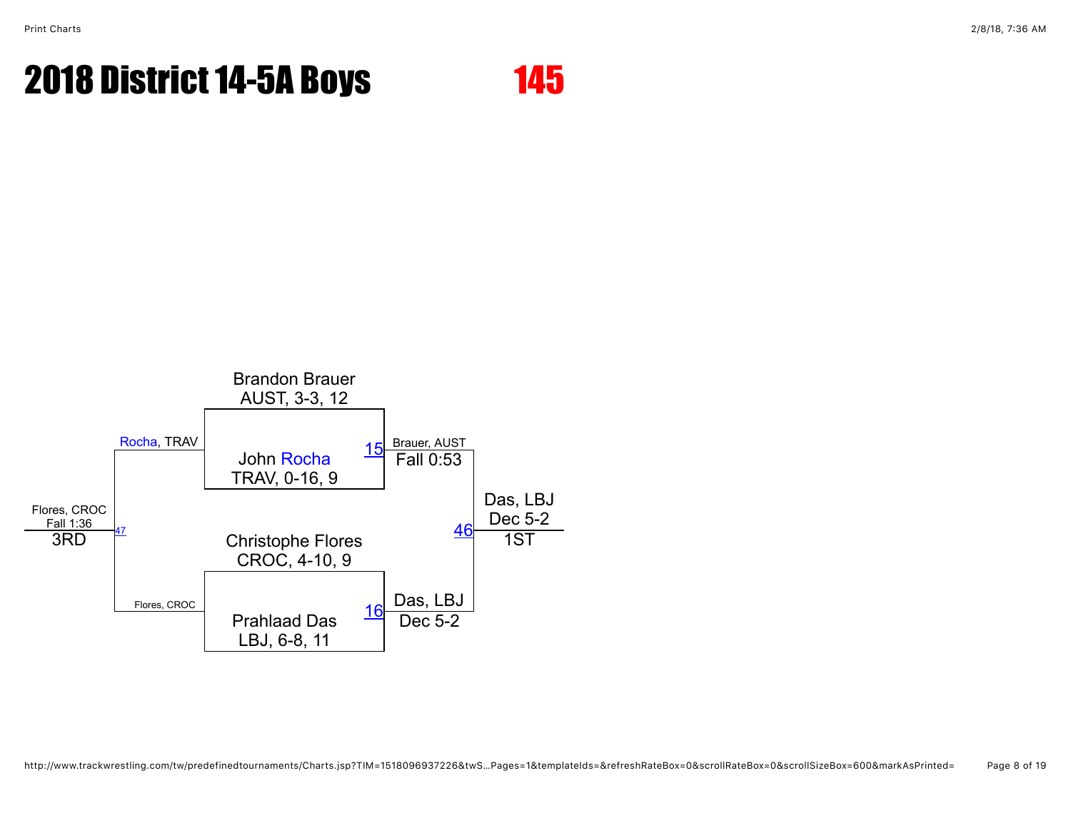# 2018 District 14-5A Boys

## 145

Brandon Brauer
AUST, 3-3, 12

John Rocha
TRAV, 0-16, 9

15 — Brauer, AUST
Fall 0:53

Christophe Flores
CROC, 4-10, 9

Prahlaad Das
LBJ, 6-8, 11

16 — Das, LBJ
Dec 5-2

46 — Das, LBJ
Dec 5-2
1ST

Rocha, TRAV

Flores, CROC

47 — Flores, CROC
Fall 1:36
3RD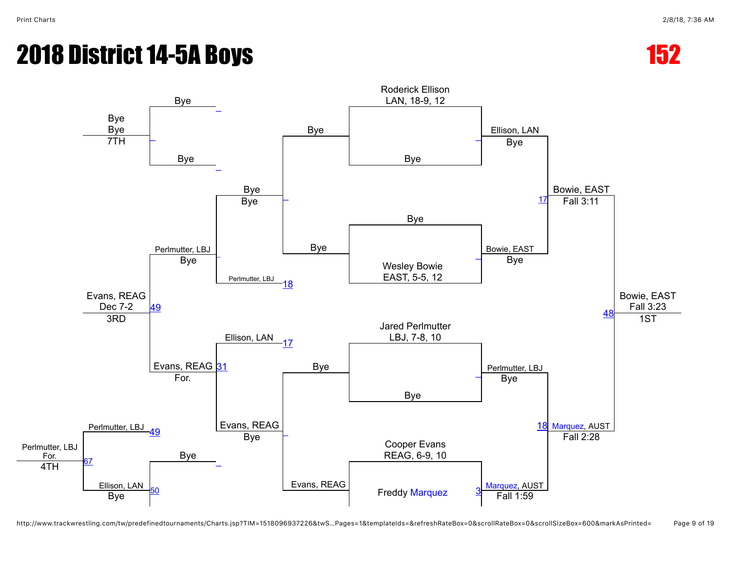# 2018 District 14-5A Boys

**152**

## Championship Bracket

**Round 1**

- Roderick Ellison (LAN, 18-9, 12) vs Bye → Ellison, LAN (Bye)
- Bye vs Wesley Bowie (EAST, 5-5, 12) → Bowie, EAST (Bye)
- Jared Perlmutter (LBJ, 7-8, 10) vs Bye → Perlmutter, LBJ (Bye)
- Cooper Evans (REAG, 6-9, 10) vs Freddy Marquez → Marquez, AUST (Fall 1:59) [3]

**Semifinals**

- Ellison, LAN vs Bowie, EAST → Bowie, EAST (Fall 3:11) [17]
- Perlmutter, LBJ vs Marquez, AUST → Marquez, AUST (Fall 2:28) [18]

**Final** [48]

- Bowie, EAST vs Marquez, AUST → Bowie, EAST (Fall 3:23) — **1ST**

## Consolation Bracket

**Consolation Round 1**

- Bye vs Evans, REAG → Evans, REAG (Bye)
- Bye vs Bye → Bye (Bye)

**Consolation Round 2**

- Bye vs Bye → Bye (Bye)
- Ellison, LAN [17] vs Evans, REAG → Evans, REAG (For.) [31]

**Consolation Semifinals**

- Bye vs Perlmutter, LBJ [18] → Perlmutter, LBJ (Bye)
- Bye vs Bye → Bye (Bye)

**3rd Place** [49]

- Perlmutter, LBJ vs Evans, REAG → Evans, REAG (Dec 7-2) — **3RD**

**5th Place**

- Bye vs Bye → Bye (Bye)

**7th Place**

- Bye vs Bye → Bye (Bye) — **7TH**

**4th Place** [67]

- Perlmutter, LBJ [49] vs Ellison, LAN [50] → Perlmutter, LBJ (For.) — **4TH**
- Bye vs Ellison, LAN [50] → Ellison, LAN (Bye)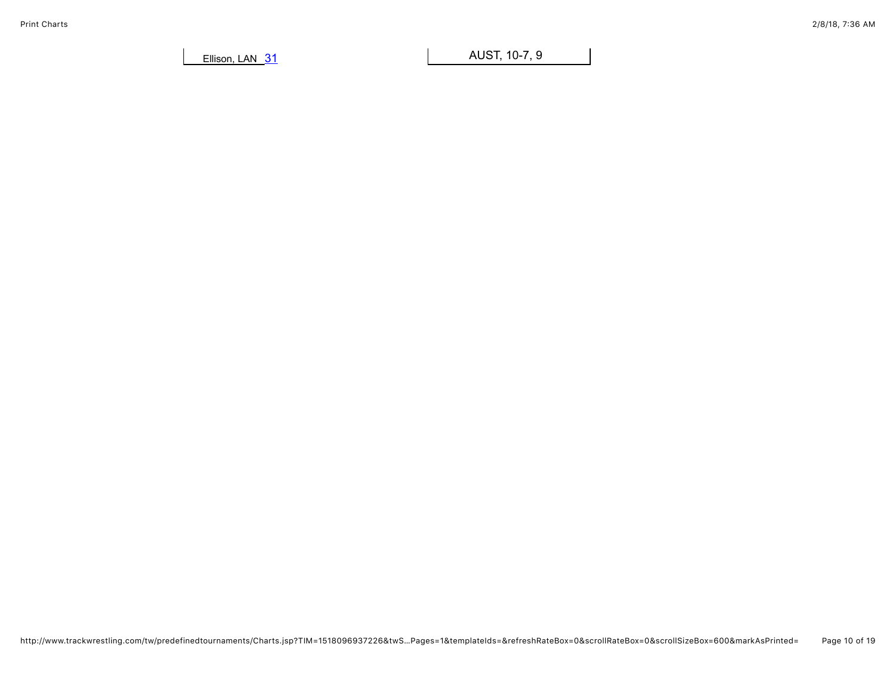Ellison, LAN 31

AUST, 10-7, 9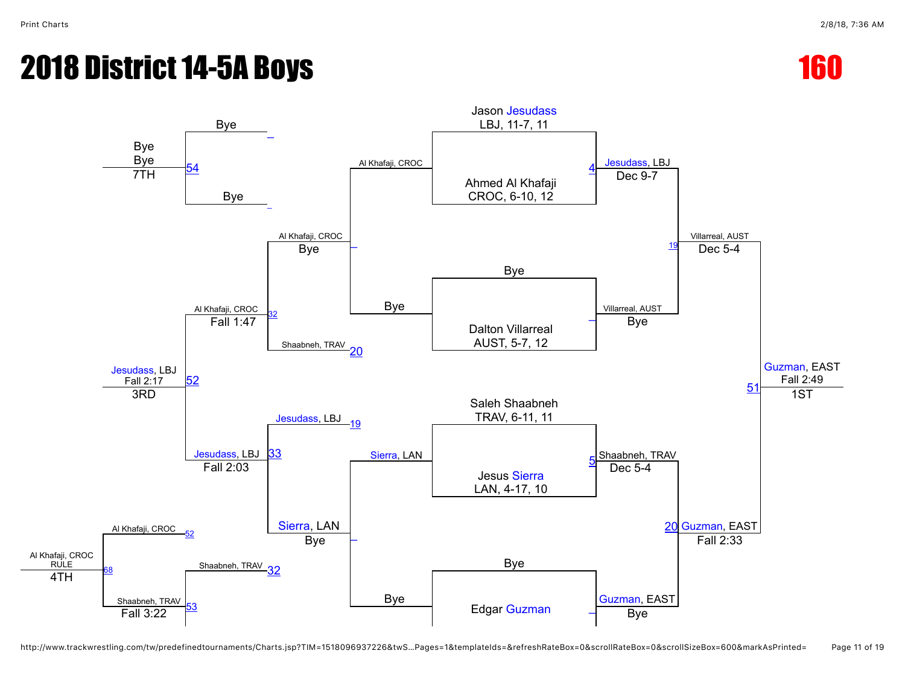# 2018 District 14-5A Boys

## 160

### Championship Bracket

| Wrestler | Result |
| --- | --- |
| Jason Jesudass, LBJ, 11-7, 11 | |
| Ahmed Al Khafaji, CROC, 6-10, 12 | |
| Bout 4: Jesudass, LBJ | Dec 9-7 |
| Bye | |
| Dalton Villarreal, AUST, 5-7, 12 | |
| Villarreal, AUST | Bye |
| Bout 19: Villarreal, AUST | Dec 5-4 |
| Saleh Shaabneh, TRAV, 6-11, 11 | |
| Jesus Sierra, LAN, 4-17, 10 | |
| Bout 5: Shaabneh, TRAV | Dec 5-4 |
| Bye | |
| Edgar Guzman | |
| Guzman, EAST | Bye |
| Bout 20: Guzman, EAST | Fall 2:33 |
| Bout 51: Guzman, EAST — 1ST | Fall 2:49 |

### Consolation Bracket

| Wrestler | Result |
| --- | --- |
| Al Khafaji, CROC | |
| Bye | |
| Al Khafaji, CROC | Bye |
| Shaabneh, TRAV (20) | |
| Bout 32: Al Khafaji, CROC | Fall 1:47 |
| Jesudass, LBJ (19) | |
| Sierra, LAN | |
| Sierra, LAN | Bye |
| Bout 33: Jesudass, LBJ | Fall 2:03 |
| Bout 52: Jesudass, LBJ — 3RD | Fall 2:17 |
| Bye / Bye | |
| Bout 54: Bye — 7TH | |
| Al Khafaji, CROC (52) | |
| Shaabneh, TRAV (32) | |
| Bout 53: Shaabneh, TRAV | Fall 3:22 |
| Bout 68: Al Khafaji, CROC — 4TH | RULE |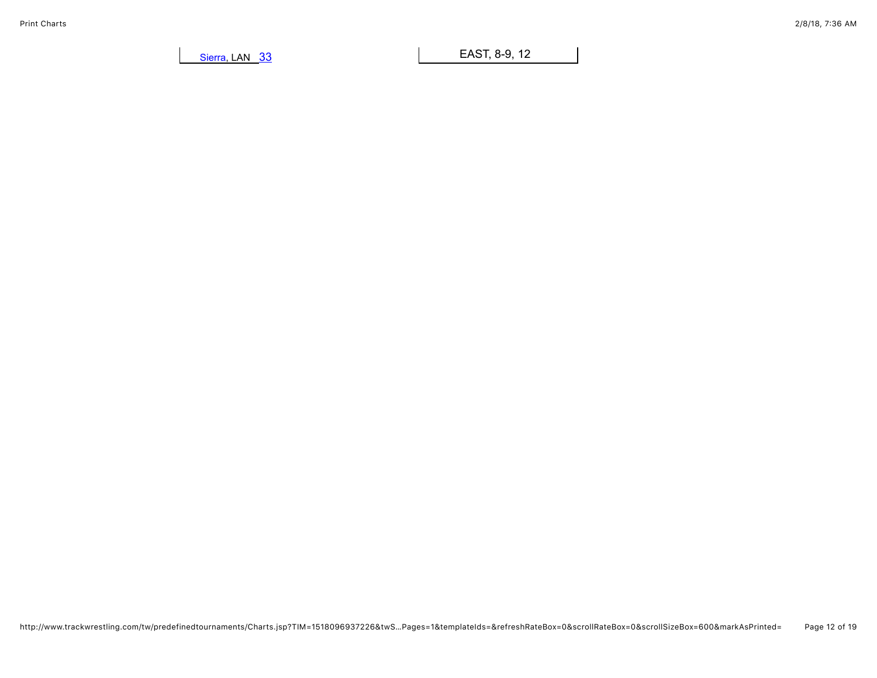Sierra, LAN 33

EAST, 8-9, 12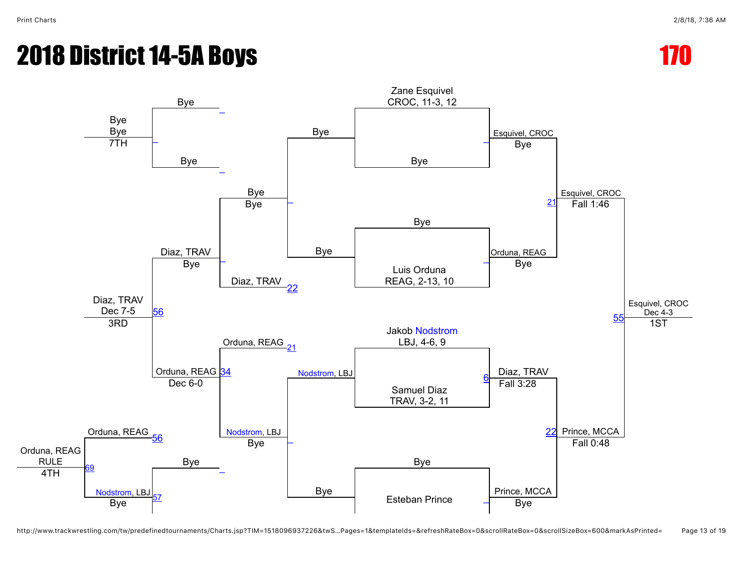# 2018 District 14-5A Boys

## 170

**Championship Bracket**

- Zane Esquivel, CROC, 11-3, 12 vs Bye — Esquivel, CROC (Bye)
- Bye vs Luis Orduna, REAG, 2-13, 10 — Orduna, REAG (Bye)
- Jakob Nodstrom, LBJ, 4-6, 9 vs Samuel Diaz, TRAV, 3-2, 11 — Diaz, TRAV (Fall 3:28) [6]
- Bye vs Esteban Prince — Prince, MCCA (Bye)

Semifinals:

- Esquivel, CROC vs Orduna, REAG — Esquivel, CROC (Fall 1:46) [21]
- Diaz, TRAV vs Prince, MCCA — Prince, MCCA (Fall 0:48) [22]

Final:

- Esquivel, CROC vs Prince, MCCA — Esquivel, CROC (Dec 4-3) [55] — 1ST

**Consolation Bracket**

- Bye vs Bye — Bye (Bye)
- Bye vs Bye — Bye (Bye)
- Bye vs Bye — Bye (Bye)
- Bye vs Nodstrom, LBJ — Nodstrom, LBJ (Bye)
- Bye vs Diaz, TRAV [22] — Diaz, TRAV (Bye)
- Orduna, REAG [21] vs Nodstrom, LBJ — Orduna, REAG (Dec 6-0) [34]
- Diaz, TRAV vs Orduna, REAG — Diaz, TRAV (Dec 7-5) [56] — 3RD
- Bye vs Bye — Bye (Bye) — 7TH
- Bye vs Nodstrom, LBJ — Nodstrom, LBJ (Bye) [57]
- Orduna, REAG [56] vs Nodstrom, LBJ — Orduna, REAG (RULE) [69] — 4TH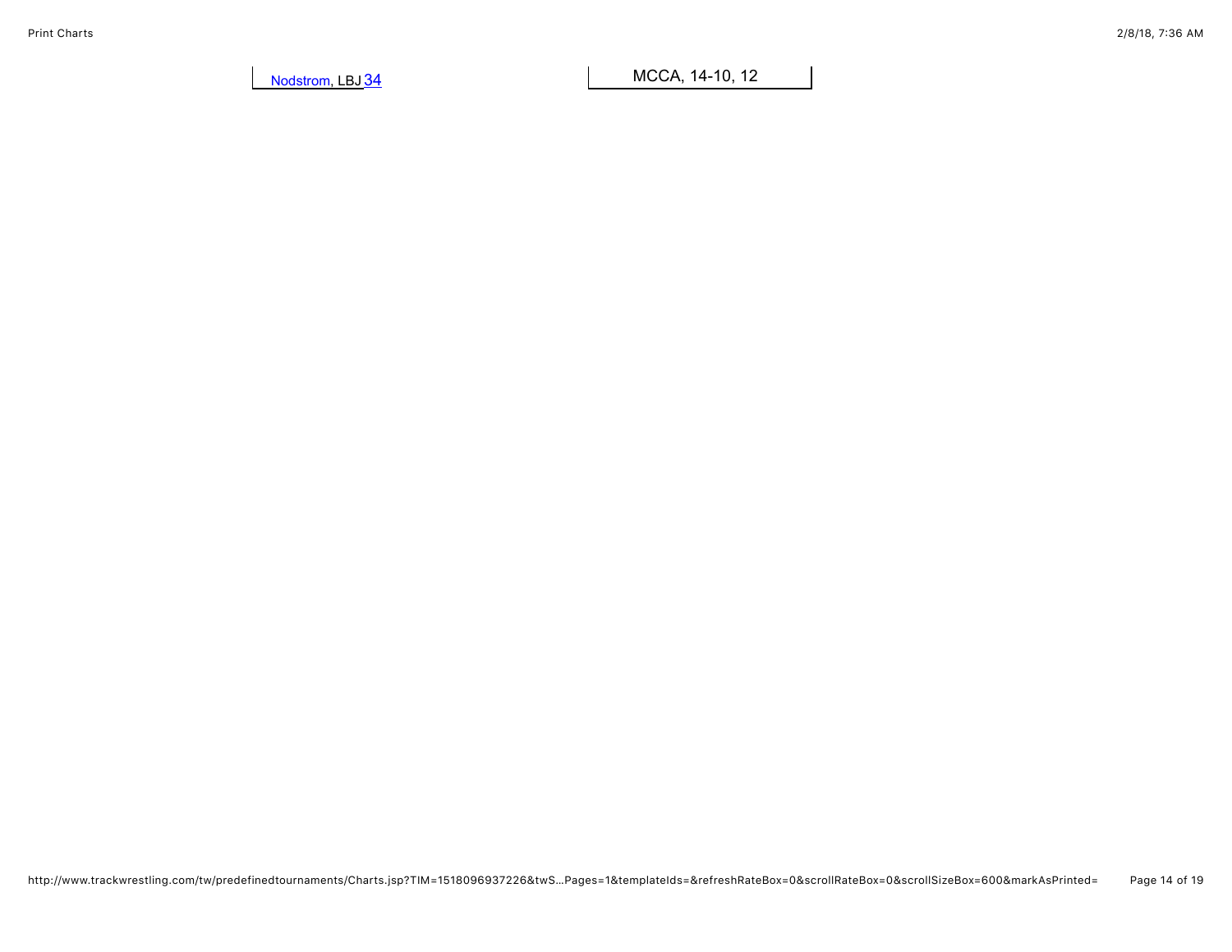Nodstrom, LBJ 34

MCCA, 14-10, 12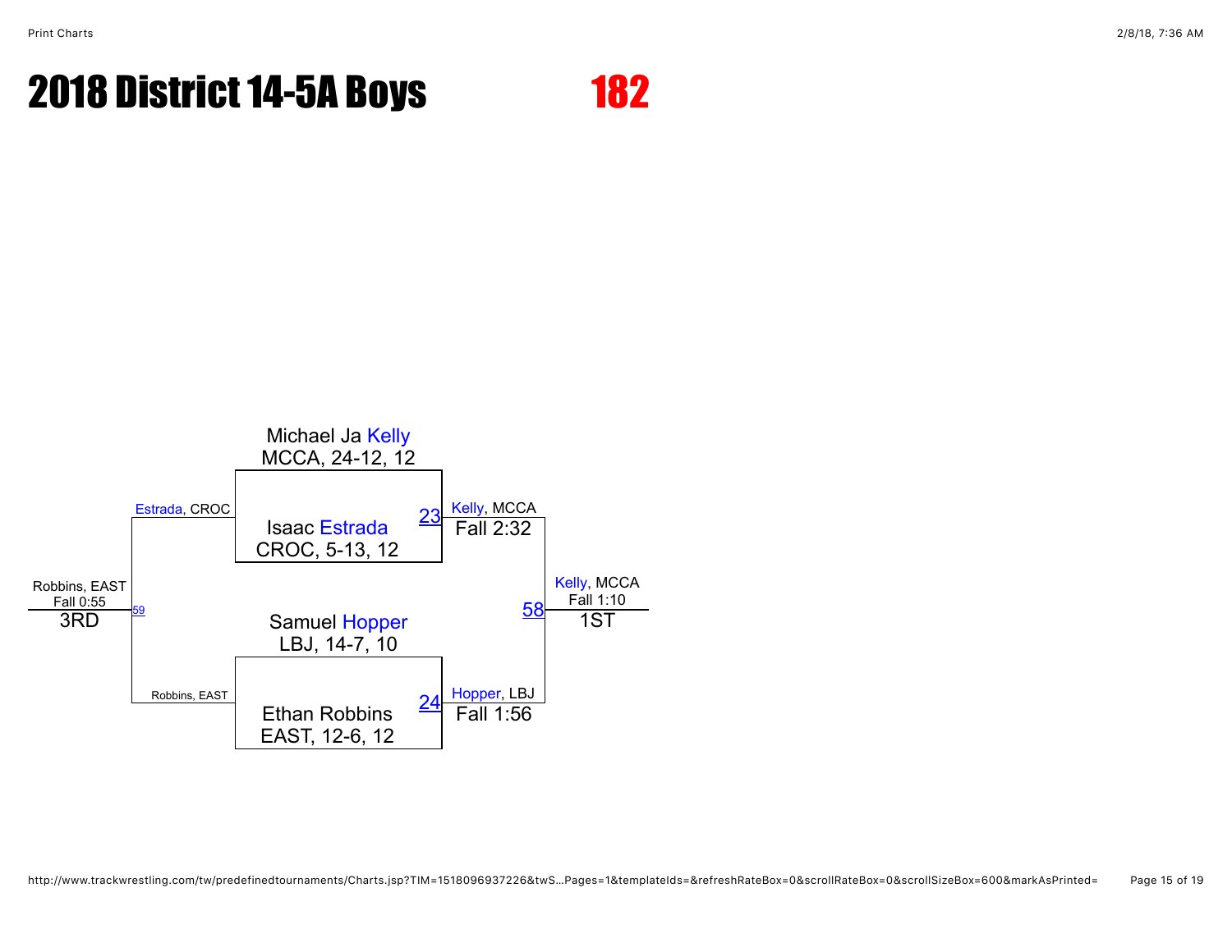# 2018 District 14-5A Boys

# 182

Michael Ja Kelly
MCCA, 24-12, 12

Isaac Estrada
CROC, 5-13, 12

23 — Kelly, MCCA
Fall 2:32

Samuel Hopper
LBJ, 14-7, 10

Ethan Robbins
EAST, 12-6, 12

24 — Hopper, LBJ
Fall 1:56

58 — Kelly, MCCA
Fall 1:10
1ST

Estrada, CROC

Robbins, EAST

59 — Robbins, EAST
Fall 0:55
3RD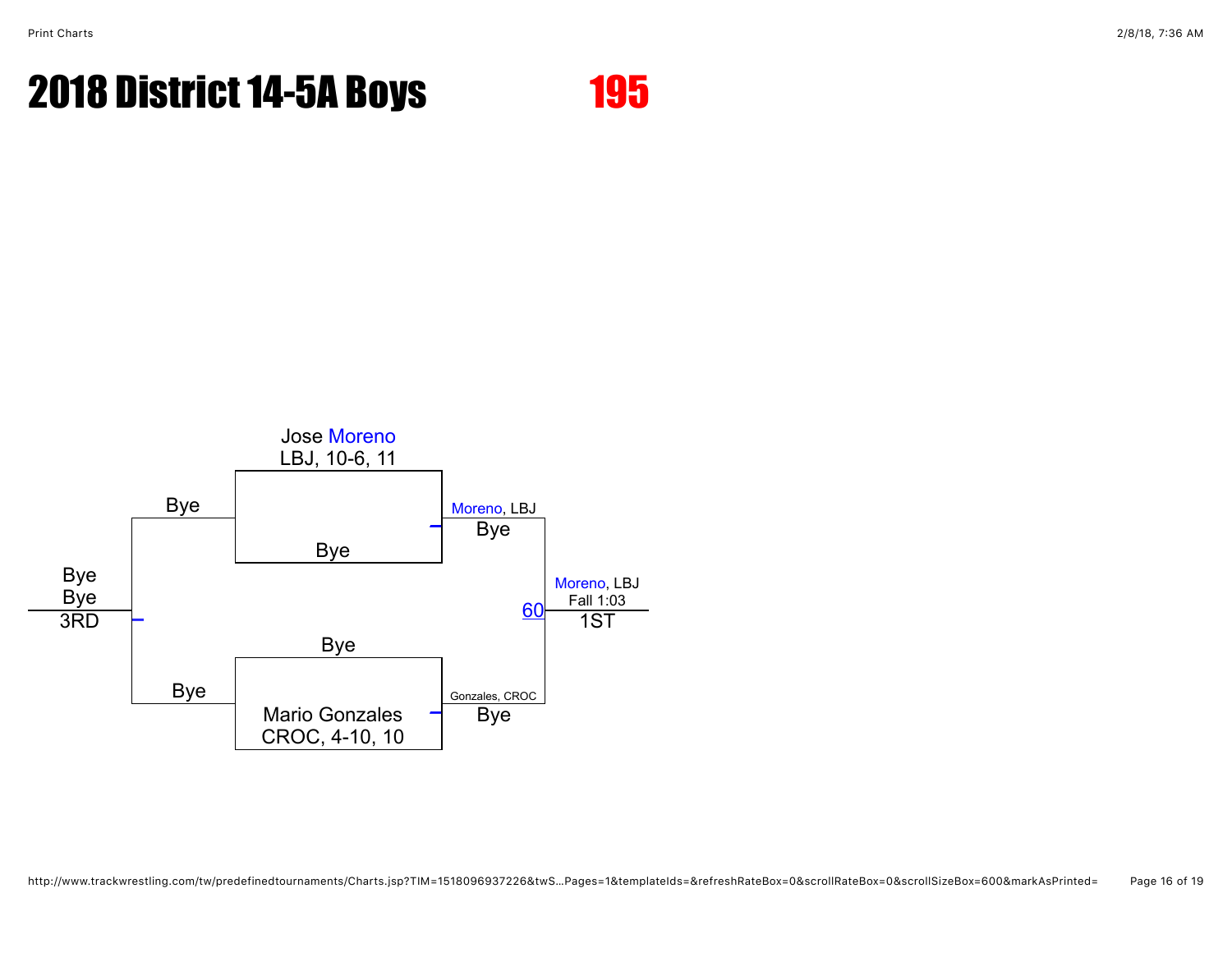# 2018 District 14-5A Boys

# 195

Jose Moreno
LBJ, 10-6, 11

Bye

Moreno, LBJ
Bye

Bye

Bye
Bye
3RD

Moreno, LBJ
Fall 1:03
60
1ST

Bye

Bye

Gonzales, CROC
Bye

Mario Gonzales
CROC, 4-10, 10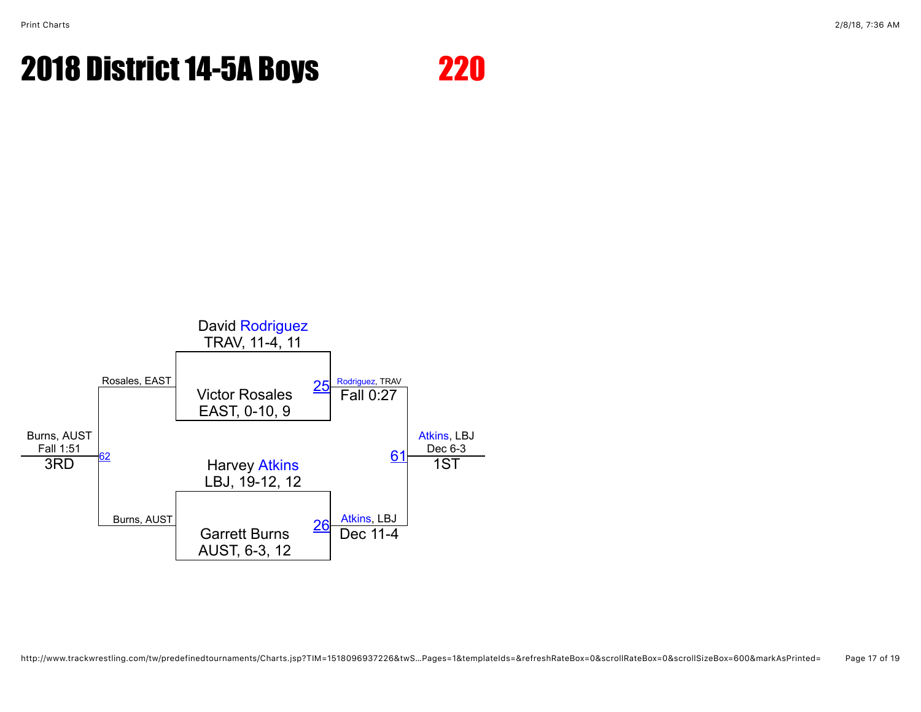# 2018 District 14-5A Boys

# 220

David Rodriguez
TRAV, 11-4, 11

Victor Rosales
EAST, 0-10, 9

Harvey Atkins
LBJ, 19-12, 12

Garrett Burns
AUST, 6-3, 12

Match 25: Rodriguez, TRAV — Fall 0:27

Match 26: Atkins, LBJ — Dec 11-4

Match 61 (1ST): Atkins, LBJ — Dec 6-3

Match 62 (3RD): Rosales, EAST vs. Burns, AUST — Burns, AUST — Fall 1:51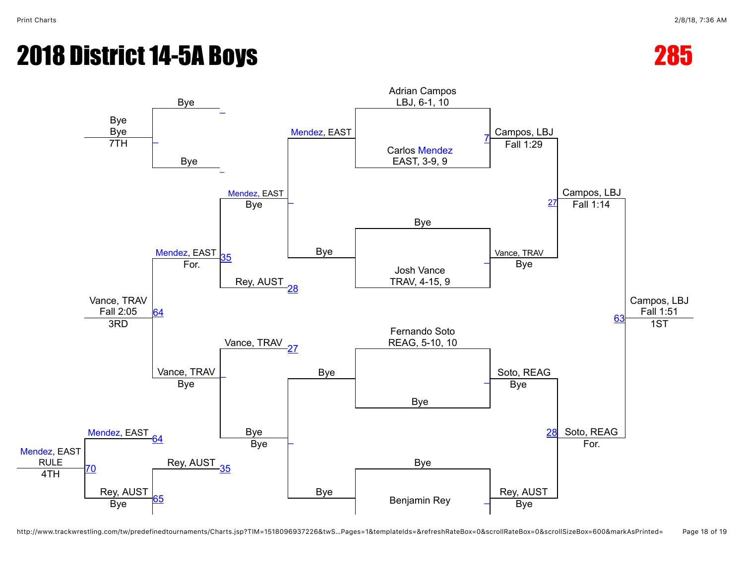# 2018 District 14-5A Boys

**285**

Adrian Campos
LBJ, 6-1, 10

Carlos Mendez
EAST, 3-9, 9

7 Campos, LBJ
Fall 1:29

Bye

Josh Vance
TRAV, 4-15, 9

Vance, TRAV
Bye

27 Campos, LBJ
Fall 1:14

Fernando Soto
REAG, 5-10, 10

Bye

Soto, REAG
Bye

Bye

Benjamin Rey

Rey, AUST
Bye

28 Soto, REAG
For.

63 Campos, LBJ
Fall 1:51
1ST

Mendez, EAST

Bye

Mendez, EAST
Bye

Rey, AUST 28

35 Mendez, EAST
For.

Vance, TRAV 27

Bye

Bye
Bye

Vance, TRAV
Bye

64 Vance, TRAV
Fall 2:05
3RD

Bye

Bye

Bye
Bye
7TH

Mendez, EAST 64

Rey, AUST 35

65 Rey, AUST
Bye

70 Mendez, EAST
RULE
4TH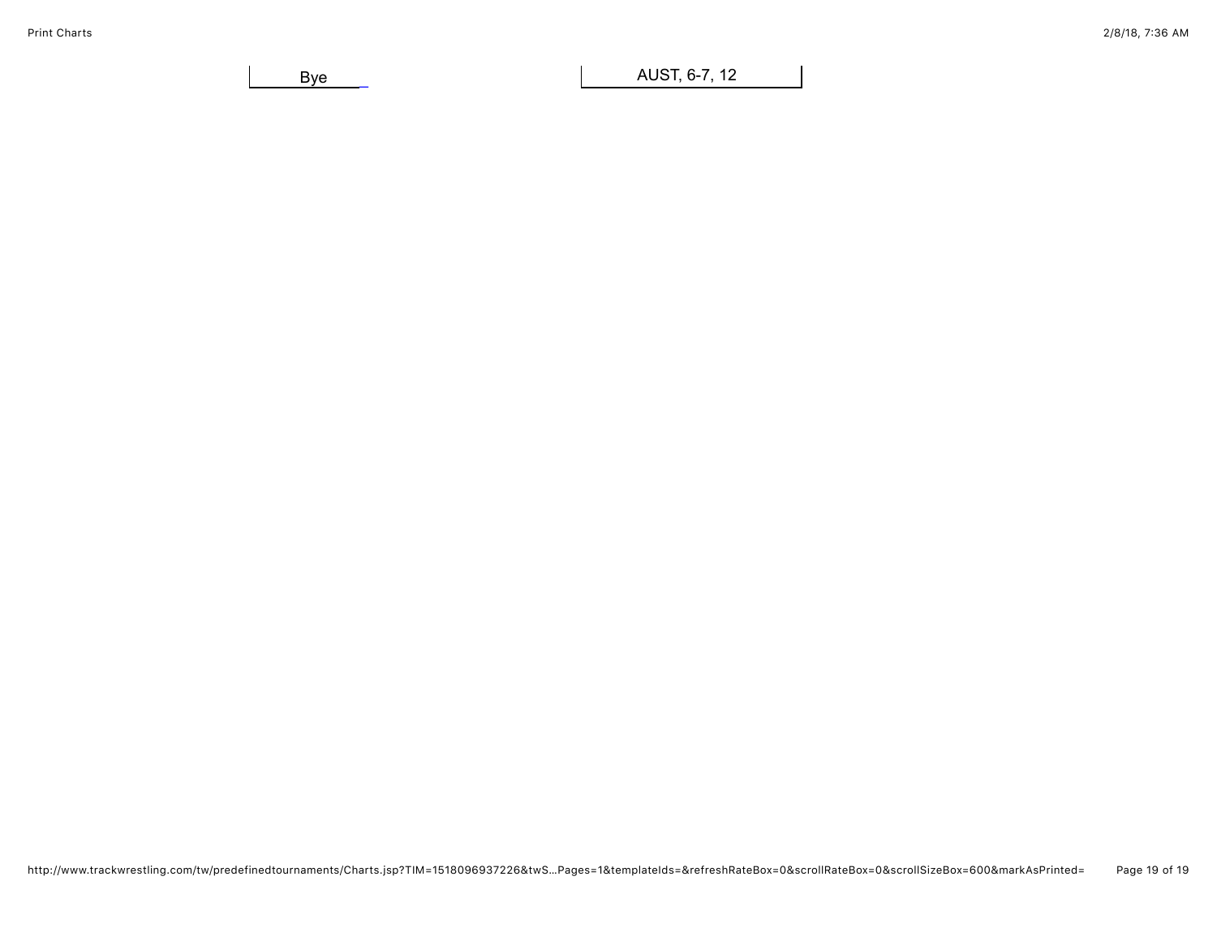Bye

AUST, 6-7, 12